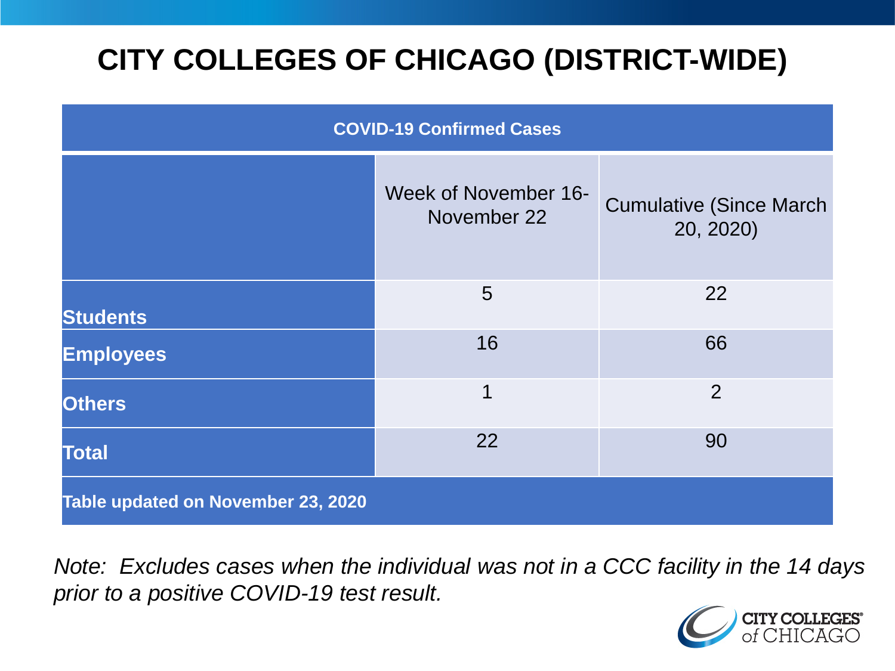# CITY COLLEGES OF CHICAGO (DISTRICT-WIDE)

| COVID-19 Confirmed Cases | | |
|---|---|---|
| | Week of November 16-November 22 | Cumulative (Since March 20, 2020) |
| **Students** | 5 | 22 |
| **Employees** | 16 | 66 |
| **Others** | 1 | 2 |
| **Total** | 22 | 90 |
| **Table updated on November 23, 2020** | | |

*Note: Excludes cases when the individual was not in a CCC facility in the 14 days prior to a positive COVID-19 test result.*

CITY COLLEGES of CHICAGO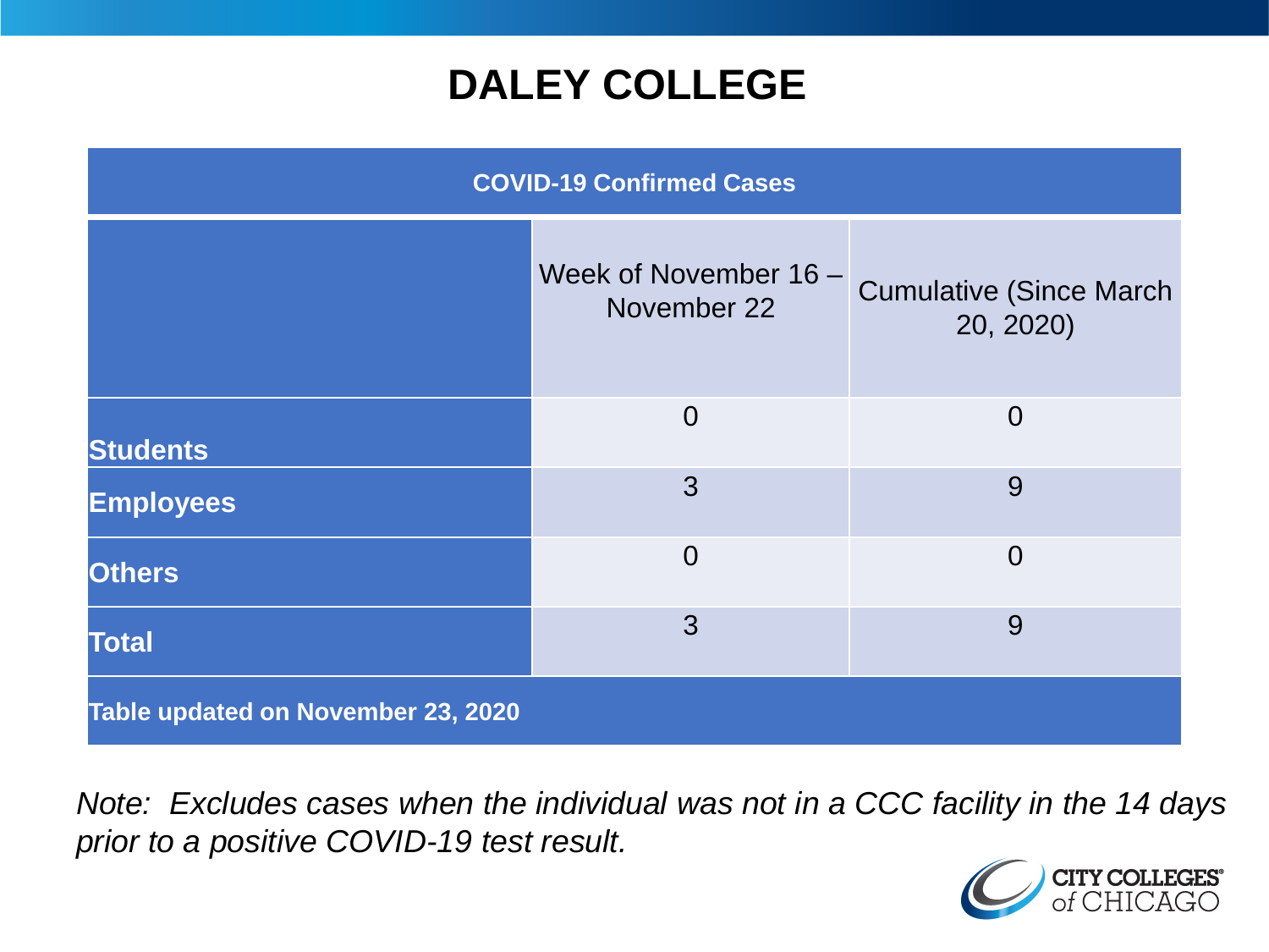# DALEY COLLEGE

| COVID-19 Confirmed Cases | | |
|---|---|---|
| | Week of November 16 – November 22 | Cumulative (Since March 20, 2020) |
| **Students** | 0 | 0 |
| **Employees** | 3 | 9 |
| **Others** | 0 | 0 |
| **Total** | 3 | 9 |
| **Table updated on November 23, 2020** | | |

*Note: Excludes cases when the individual was not in a CCC facility in the 14 days prior to a positive COVID-19 test result.*

CITY COLLEGES of CHICAGO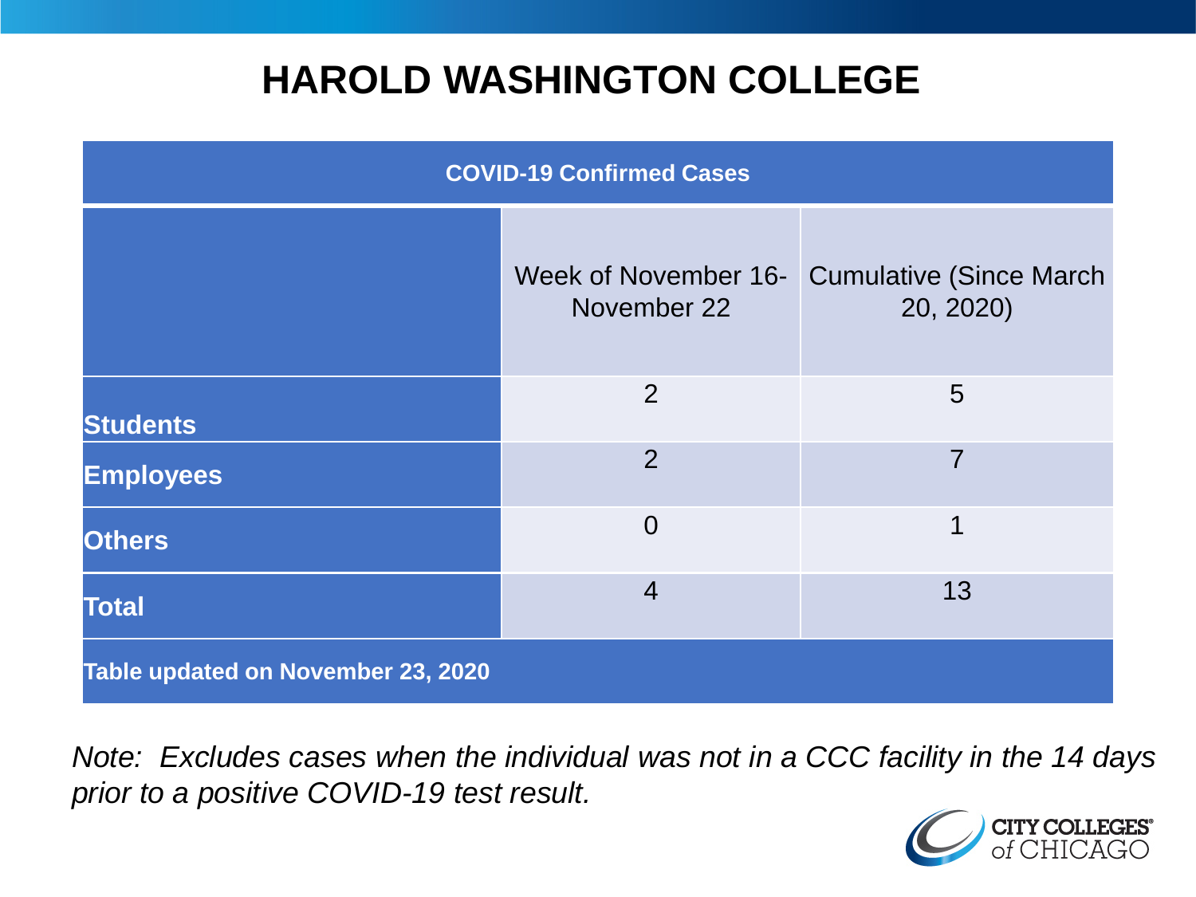# HAROLD WASHINGTON COLLEGE

| COVID-19 Confirmed Cases | | |
|---|---|---|
| | Week of November 16-November 22 | Cumulative (Since March 20, 2020) |
| **Students** | 2 | 5 |
| **Employees** | 2 | 7 |
| **Others** | 0 | 1 |
| **Total** | 4 | 13 |
| **Table updated on November 23, 2020** | | |

*Note: Excludes cases when the individual was not in a CCC facility in the 14 days prior to a positive COVID-19 test result.*

CITY COLLEGES of CHICAGO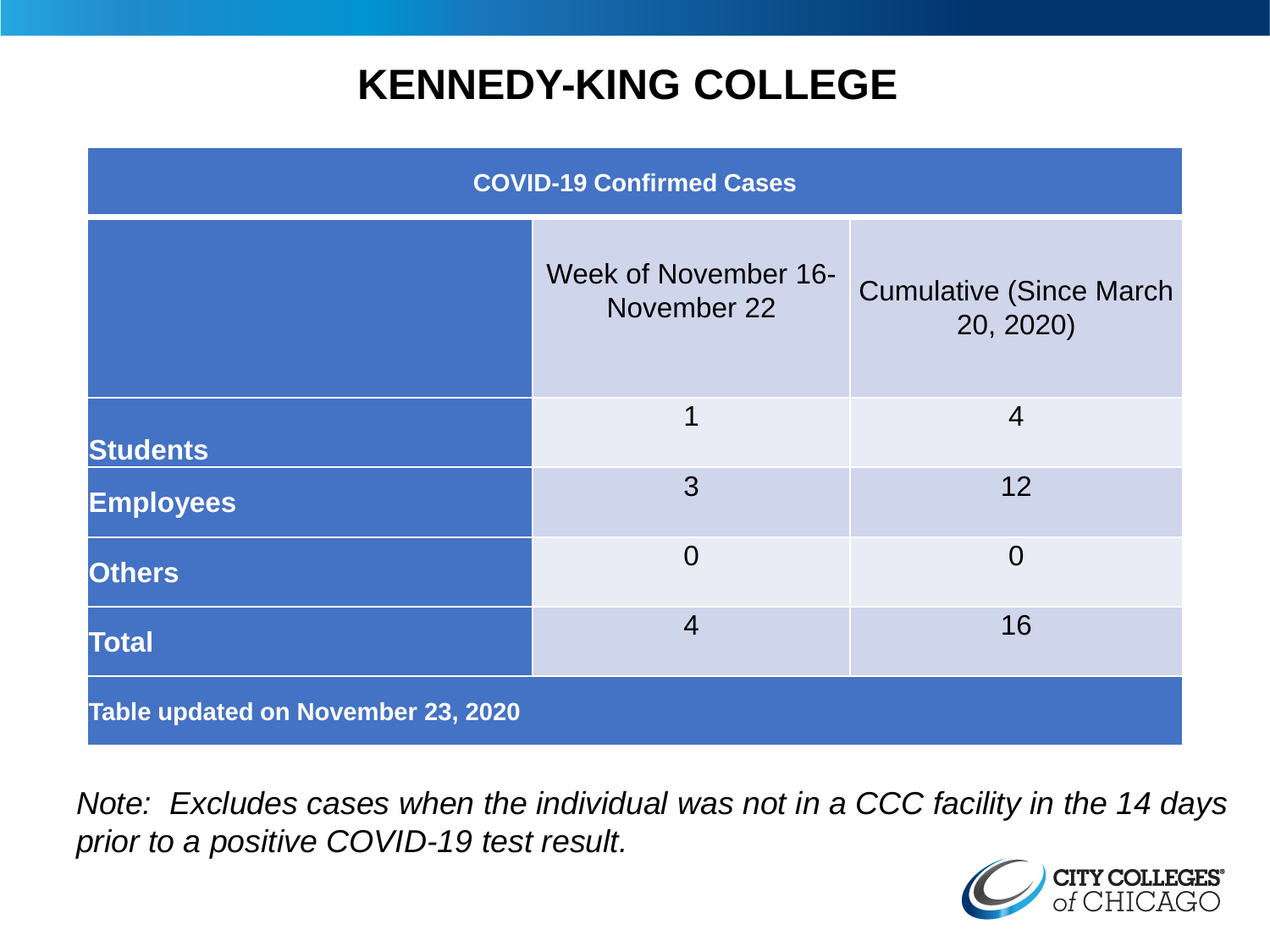# KENNEDY-KING COLLEGE

| COVID-19 Confirmed Cases | | |
|---|---|---|
| | Week of November 16-November 22 | Cumulative (Since March 20, 2020) |
| **Students** | 1 | 4 |
| **Employees** | 3 | 12 |
| **Others** | 0 | 0 |
| **Total** | 4 | 16 |
| **Table updated on November 23, 2020** | | |

*Note: Excludes cases when the individual was not in a CCC facility in the 14 days prior to a positive COVID-19 test result.*

CITY COLLEGES of CHICAGO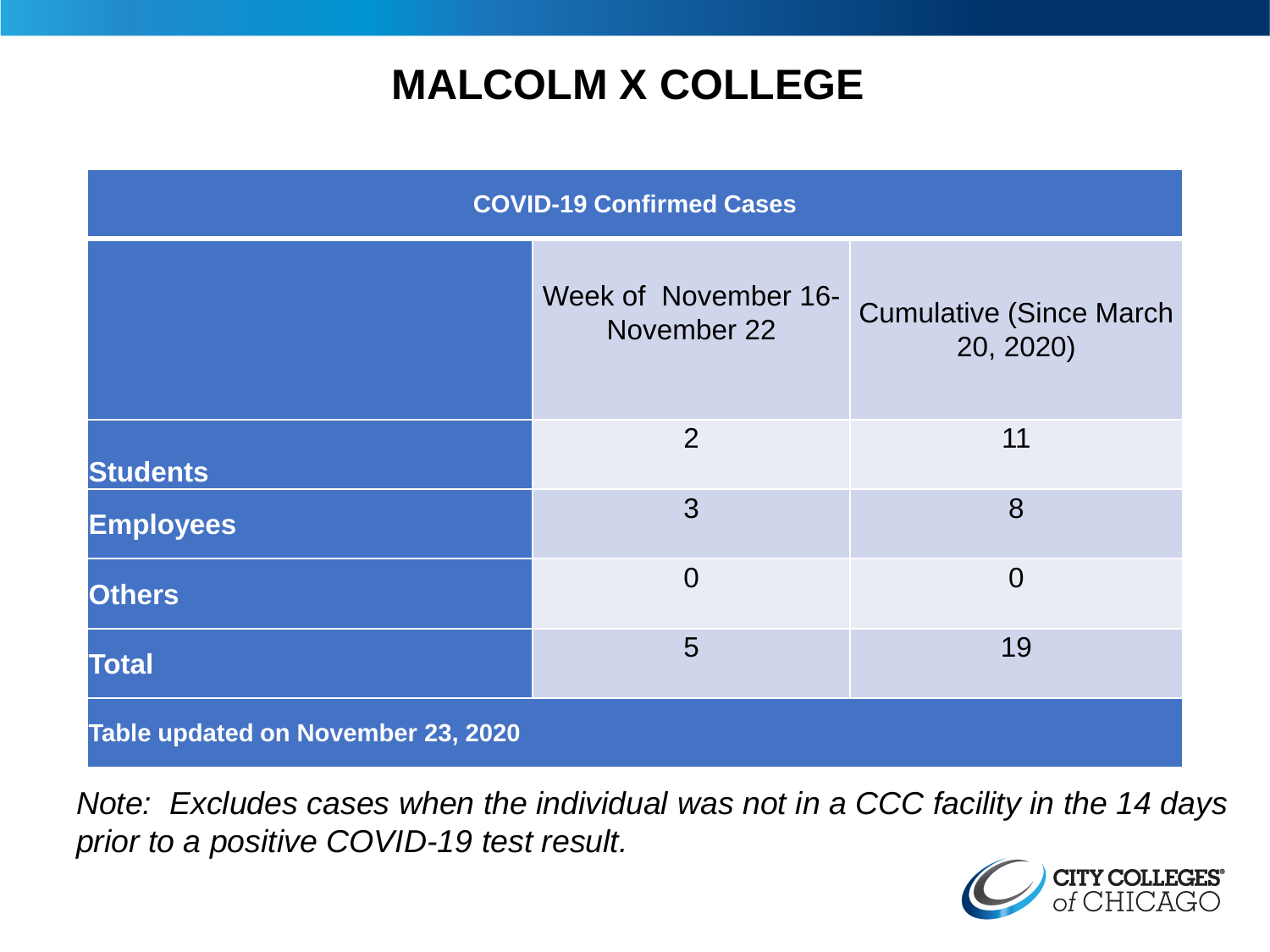# MALCOLM X COLLEGE

| COVID-19 Confirmed Cases | | |
|---|---|---|
| | Week of November 16-November 22 | Cumulative (Since March 20, 2020) |
| **Students** | 2 | 11 |
| **Employees** | 3 | 8 |
| **Others** | 0 | 0 |
| **Total** | 5 | 19 |
| **Table updated on November 23, 2020** | | |

*Note: Excludes cases when the individual was not in a CCC facility in the 14 days prior to a positive COVID-19 test result.*

CITY COLLEGES of CHICAGO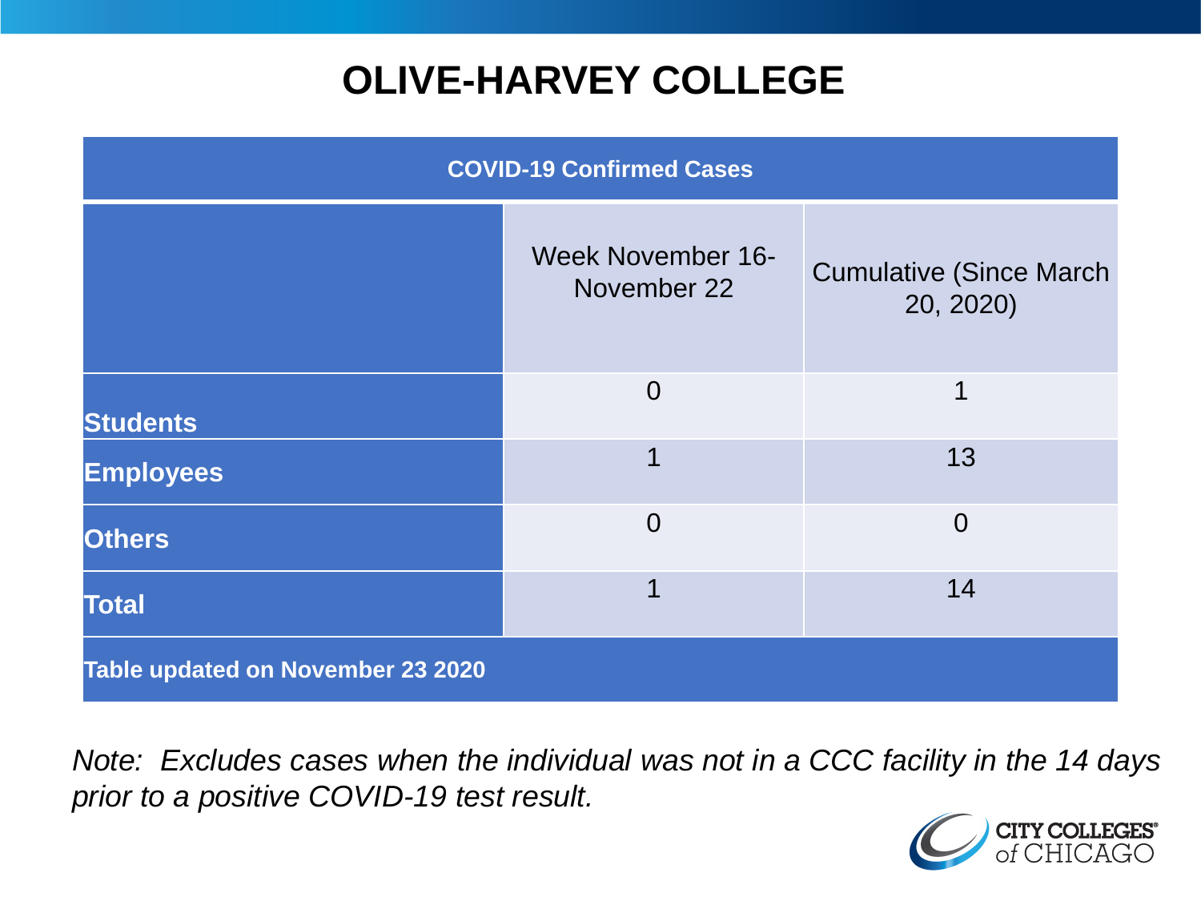# OLIVE-HARVEY COLLEGE

| COVID-19 Confirmed Cases | | |
|---|---|---|
| | Week November 16-November 22 | Cumulative (Since March 20, 2020) |
| **Students** | 0 | 1 |
| **Employees** | 1 | 13 |
| **Others** | 0 | 0 |
| **Total** | 1 | 14 |
| **Table updated on November 23 2020** | | |

*Note: Excludes cases when the individual was not in a CCC facility in the 14 days prior to a positive COVID-19 test result.*

CITY COLLEGES of CHICAGO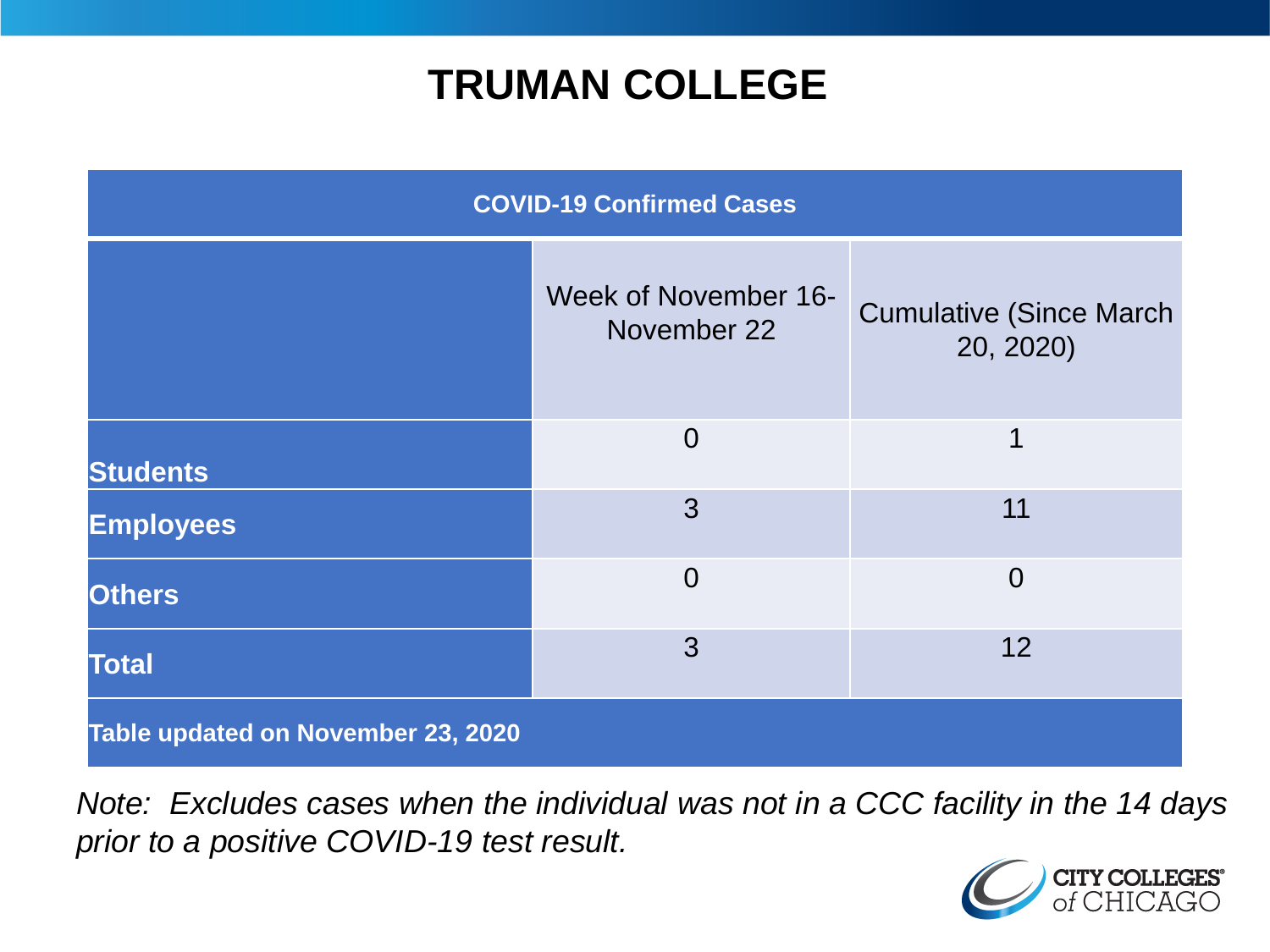# TRUMAN COLLEGE

| COVID-19 Confirmed Cases | | |
|---|---|---|
| | Week of November 16-November 22 | Cumulative (Since March 20, 2020) |
| **Students** | 0 | 1 |
| **Employees** | 3 | 11 |
| **Others** | 0 | 0 |
| **Total** | 3 | 12 |
| **Table updated on November 23, 2020** | | |

*Note: Excludes cases when the individual was not in a CCC facility in the 14 days prior to a positive COVID-19 test result.*

CITY COLLEGES of CHICAGO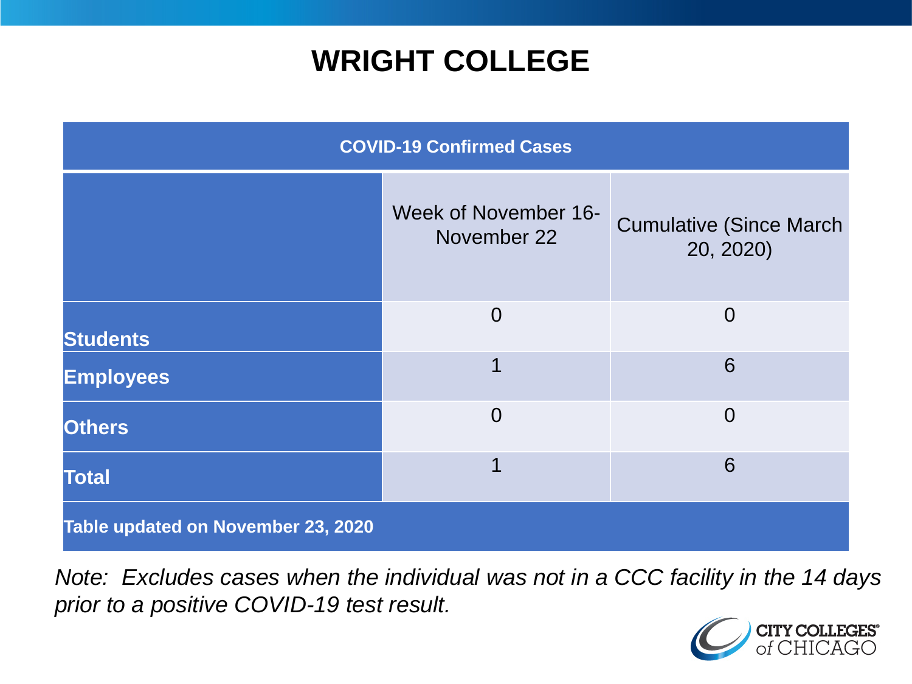# WRIGHT COLLEGE

| COVID-19 Confirmed Cases | | |
|---|---|---|
| | Week of November 16-November 22 | Cumulative (Since March 20, 2020) |
| **Students** | 0 | 0 |
| **Employees** | 1 | 6 |
| **Others** | 0 | 0 |
| **Total** | 1 | 6 |
| **Table updated on November 23, 2020** | | |

*Note: Excludes cases when the individual was not in a CCC facility in the 14 days prior to a positive COVID-19 test result.*

CITY COLLEGES of CHICAGO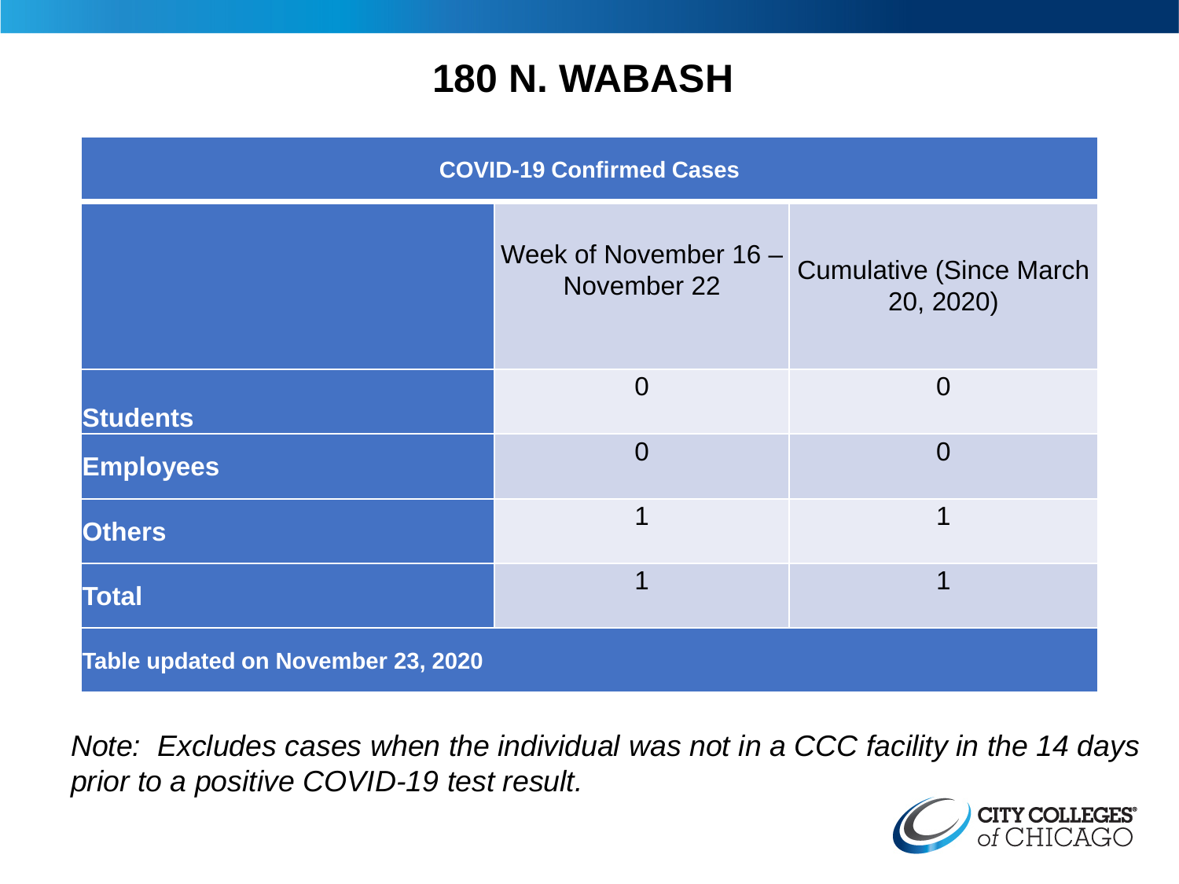# 180 N. WABASH

| COVID-19 Confirmed Cases | | |
|---|---|---|
| | Week of November 16 – November 22 | Cumulative (Since March 20, 2020) |
| **Students** | 0 | 0 |
| **Employees** | 0 | 0 |
| **Others** | 1 | 1 |
| **Total** | 1 | 1 |
| **Table updated on November 23, 2020** | | |

*Note: Excludes cases when the individual was not in a CCC facility in the 14 days prior to a positive COVID-19 test result.*

CITY COLLEGES of CHICAGO